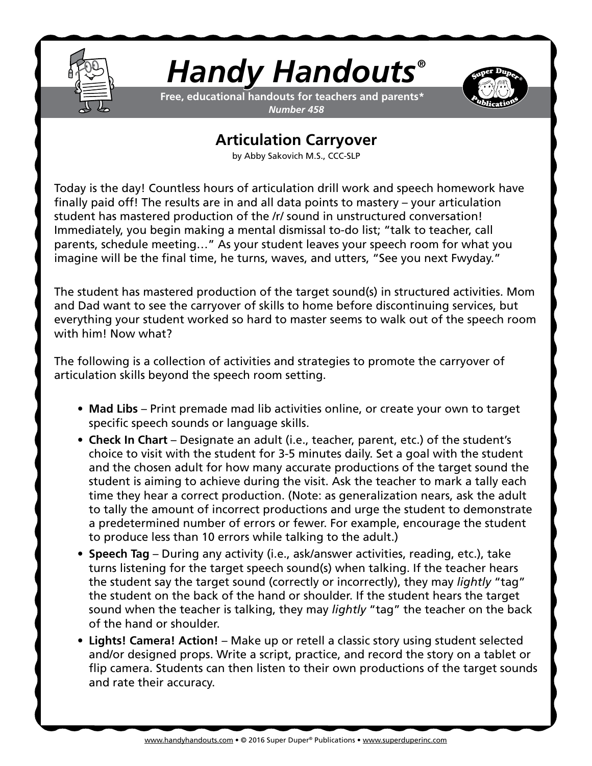# Handy Handouts®

**Free, educational handouts for teachers and parents***
***Number 458***

## Articulation Carryover

by Abby Sakovich M.S., CCC-SLP

Today is the day! Countless hours of articulation drill work and speech homework have finally paid off! The results are in and all data points to mastery – your articulation student has mastered production of the /r/ sound in unstructured conversation! Immediately, you begin making a mental dismissal to-do list; "talk to teacher, call parents, schedule meeting…" As your student leaves your speech room for what you imagine will be the final time, he turns, waves, and utters, "See you next Fwyday."

The student has mastered production of the target sound(s) in structured activities. Mom and Dad want to see the carryover of skills to home before discontinuing services, but everything your student worked so hard to master seems to walk out of the speech room with him! Now what?

The following is a collection of activities and strategies to promote the carryover of articulation skills beyond the speech room setting.

- **Mad Libs** – Print premade mad lib activities online, or create your own to target specific speech sounds or language skills.
- **Check In Chart** – Designate an adult (i.e., teacher, parent, etc.) of the student's choice to visit with the student for 3-5 minutes daily. Set a goal with the student and the chosen adult for how many accurate productions of the target sound the student is aiming to achieve during the visit. Ask the teacher to mark a tally each time they hear a correct production. (Note: as generalization nears, ask the adult to tally the amount of incorrect productions and urge the student to demonstrate a predetermined number of errors or fewer. For example, encourage the student to produce less than 10 errors while talking to the adult.)
- **Speech Tag** – During any activity (i.e., ask/answer activities, reading, etc.), take turns listening for the target speech sound(s) when talking. If the teacher hears the student say the target sound (correctly or incorrectly), they may *lightly* "tag" the student on the back of the hand or shoulder. If the student hears the target sound when the teacher is talking, they may *lightly* "tag" the teacher on the back of the hand or shoulder.
- **Lights! Camera! Action!** – Make up or retell a classic story using student selected and/or designed props. Write a script, practice, and record the story on a tablet or flip camera. Students can then listen to their own productions of the target sounds and rate their accuracy.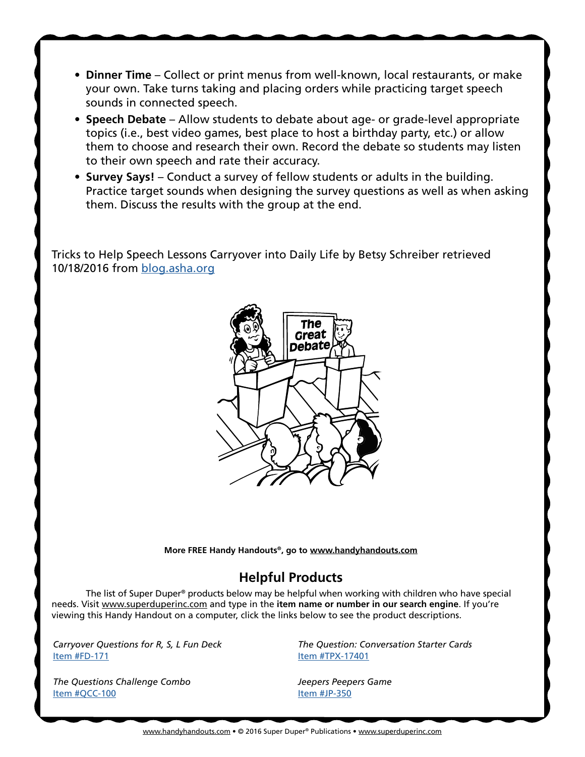- **Dinner Time** – Collect or print menus from well-known, local restaurants, or make your own. Take turns taking and placing orders while practicing target speech sounds in connected speech.
- **Speech Debate** – Allow students to debate about age- or grade-level appropriate topics (i.e., best video games, best place to host a birthday party, etc.) or allow them to choose and research their own. Record the debate so students may listen to their own speech and rate their accuracy.
- **Survey Says!** – Conduct a survey of fellow students or adults in the building. Practice target sounds when designing the survey questions as well as when asking them. Discuss the results with the group at the end.

Tricks to Help Speech Lessons Carryover into Daily Life by Betsy Schreiber retrieved 10/18/2016 from blog.asha.org

**More FREE Handy Handouts®, go to www.handyhandouts.com**

## Helpful Products

The list of Super Duper® products below may be helpful when working with children who have special needs. Visit www.superduperinc.com and type in the **item name or number in our search engine**. If you're viewing this Handy Handout on a computer, click the links below to see the product descriptions.

*Carryover Questions for R, S, L Fun Deck*
Item #FD-171

*The Question: Conversation Starter Cards*
Item #TPX-17401

*The Questions Challenge Combo*
Item #QCC-100

*Jeepers Peepers Game*
Item #JP-350